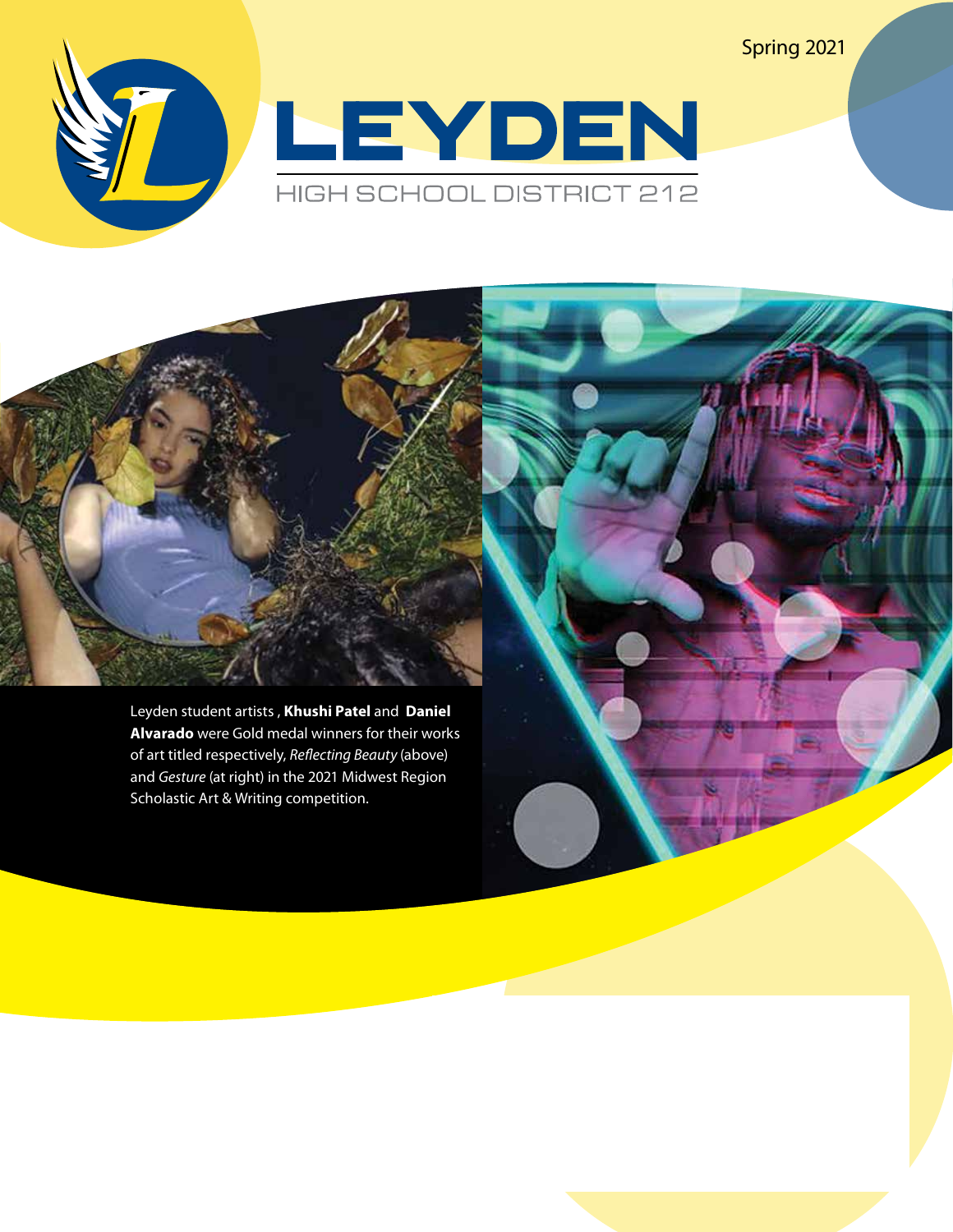Spring 2021

# LEYDEN

## HIGH SCHOOL DISTRICT 212

Leyden student artists , **Khushi Patel** and **Daniel Alvarado** were Gold medal winners for their works of art titled respectively, *Reflecting Beauty* (above) and *Gesture* (at right) in the 2021 Midwest Region Scholastic Art & Writing competition.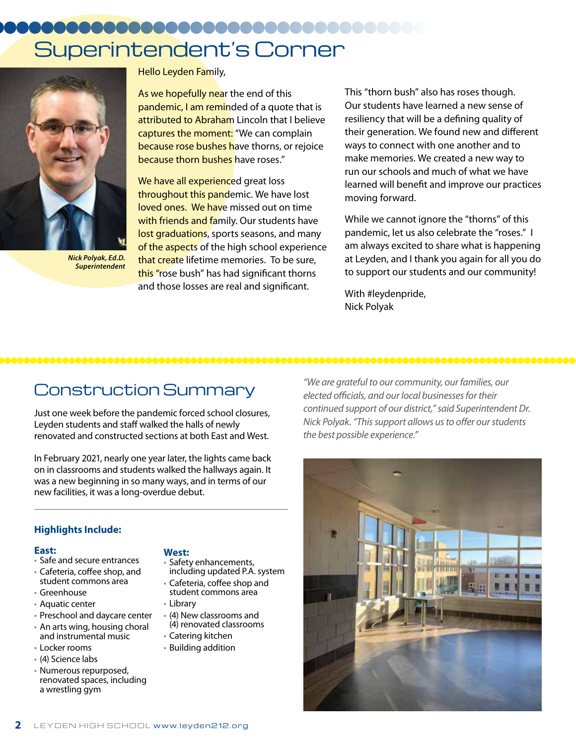# Superintendent's Corner

*Nick Polyak, Ed.D.*
*Superintendent*

Hello Leyden Family,

As we hopefully near the end of this pandemic, I am reminded of a quote that is attributed to Abraham Lincoln that I believe captures the moment: "We can complain because rose bushes have thorns, or rejoice because thorn bushes have roses."

We have all experienced great loss throughout this pandemic. We have lost loved ones. We have missed out on time with friends and family. Our students have lost graduations, sports seasons, and many of the aspects of the high school experience that create lifetime memories. To be sure, this "rose bush" has had significant thorns and those losses are real and significant.

This "thorn bush" also has roses though. Our students have learned a new sense of resiliency that will be a defining quality of their generation. We found new and different ways to connect with one another and to make memories. We created a new way to run our schools and much of what we have learned will benefit and improve our practices moving forward.

While we cannot ignore the "thorns" of this pandemic, let us also celebrate the "roses." I am always excited to share what is happening at Leyden, and I thank you again for all you do to support our students and our community!

With #leydenpride,
Nick Polyak

## Construction Summary

Just one week before the pandemic forced school closures, Leyden students and staff walked the halls of newly renovated and constructed sections at both East and West.

In February 2021, nearly one year later, the lights came back on in classrooms and students walked the hallways again. It was a new beginning in so many ways, and in terms of our new facilities, it was a long-overdue debut.

*"We are grateful to our community, our families, our elected officials, and our local businesses for their continued support of our district," said Superintendent Dr. Nick Polyak. "This support allows us to offer our students the best possible experience."*

### Highlights Include:

**East:**

- Safe and secure entrances
- Cafeteria, coffee shop, and student commons area
- Greenhouse
- Aquatic center
- Preschool and daycare center
- An arts wing, housing choral and instrumental music
- Locker rooms
- (4) Science labs
- Numerous repurposed, renovated spaces, including a wrestling gym

**West:**

- Safety enhancements, including updated P.A. system
- Cafeteria, coffee shop and student commons area
- Library
- (4) New classrooms and (4) renovated classrooms
- Catering kitchen
- Building addition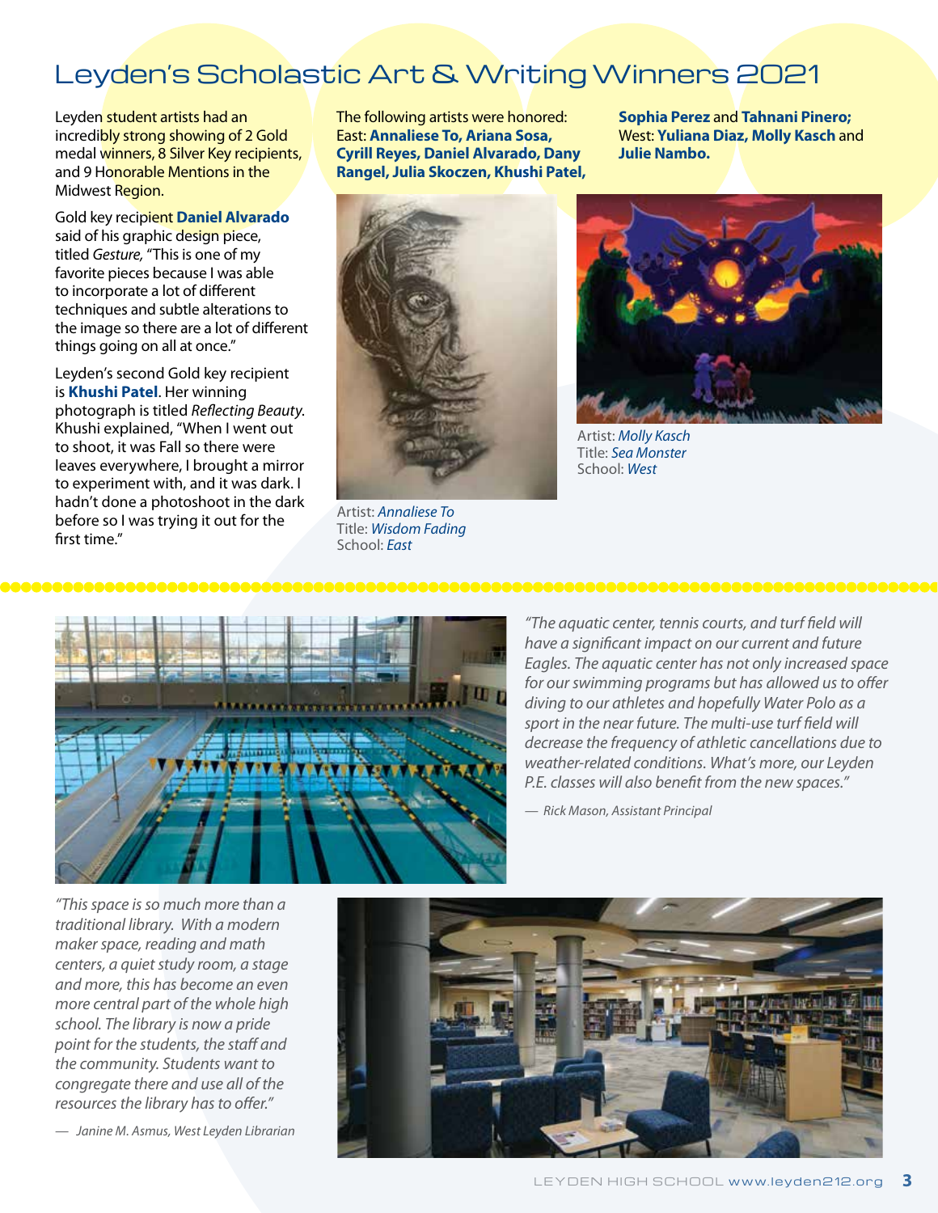# Leyden's Scholastic Art & Writing Winners 2021

Leyden student artists had an incredibly strong showing of 2 Gold medal winners, 8 Silver Key recipients, and 9 Honorable Mentions in the Midwest Region.

Gold key recipient **Daniel Alvarado** said of his graphic design piece, titled *Gesture,* "This is one of my favorite pieces because I was able to incorporate a lot of different techniques and subtle alterations to the image so there are a lot of different things going on all at once."

Leyden's second Gold key recipient is **Khushi Patel**. Her winning photograph is titled *Reflecting Beauty*. Khushi explained, "When I went out to shoot, it was Fall so there were leaves everywhere, I brought a mirror to experiment with, and it was dark. I hadn't done a photoshoot in the dark before so I was trying it out for the first time."

The following artists were honored:
East: **Annaliese To, Ariana Sosa, Cyrill Reyes, Daniel Alvarado, Dany Rangel, Julia Skoczen, Khushi Patel, Sophia Perez** and **Tahnani Pinero;**
West: **Yuliana Diaz, Molly Kasch** and **Julie Nambo.**

Artist: *Annaliese To*
Title: *Wisdom Fading*
School: *East*

Artist: *Molly Kasch*
Title: *Sea Monster*
School: *West*

*"The aquatic center, tennis courts, and turf field will have a significant impact on our current and future Eagles. The aquatic center has not only increased space for our swimming programs but has allowed us to offer diving to our athletes and hopefully Water Polo as a sport in the near future. The multi-use turf field will decrease the frequency of athletic cancellations due to weather-related conditions. What's more, our Leyden P.E. classes will also benefit from the new spaces."*

*— Rick Mason, Assistant Principal*

*"This space is so much more than a traditional library. With a modern maker space, reading and math centers, a quiet study room, a stage and more, this has become an even more central part of the whole high school. The library is now a pride point for the students, the staff and the community. Students want to congregate there and use all of the resources the library has to offer."*

*— Janine M. Asmus, West Leyden Librarian*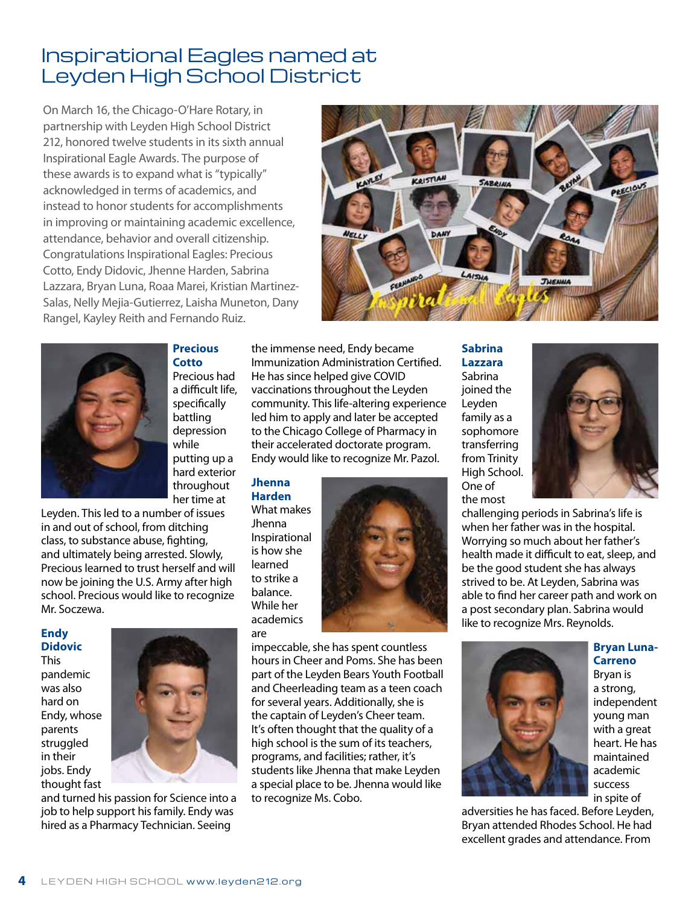# Inspirational Eagles named at Leyden High School District

On March 16, the Chicago-O'Hare Rotary, in partnership with Leyden High School District 212, honored twelve students in its sixth annual Inspirational Eagle Awards. The purpose of these awards is to expand what is "typically" acknowledged in terms of academics, and instead to honor students for accomplishments in improving or maintaining academic excellence, attendance, behavior and overall citizenship. Congratulations Inspirational Eagles: Precious Cotto, Endy Didovic, Jhenne Harden, Sabrina Lazzara, Bryan Luna, Roaa Marei, Kristian Martinez-Salas, Nelly Mejia-Gutierrez, Laisha Muneton, Dany Rangel, Kayley Reith and Fernando Ruiz.

### Precious Cotto

Precious had a difficult life, specifically battling depression while putting up a hard exterior throughout her time at Leyden. This led to a number of issues in and out of school, from ditching class, to substance abuse, fighting, and ultimately being arrested. Slowly, Precious learned to trust herself and will now be joining the U.S. Army after high school. Precious would like to recognize Mr. Soczewa.

### Endy Didovic

This pandemic was also hard on Endy, whose parents struggled in their jobs. Endy thought fast and turned his passion for Science into a job to help support his family. Endy was hired as a Pharmacy Technician. Seeing the immense need, Endy became Immunization Administration Certified. He has since helped give COVID vaccinations throughout the Leyden community. This life-altering experience led him to apply and later be accepted to the Chicago College of Pharmacy in their accelerated doctorate program. Endy would like to recognize Mr. Pazol.

### Jhenna Harden

What makes Jhenna Inspirational is how she learned to strike a balance. While her academics are impeccable, she has spent countless hours in Cheer and Poms. She has been part of the Leyden Bears Youth Football and Cheerleading team as a teen coach for several years. Additionally, she is the captain of Leyden's Cheer team. It's often thought that the quality of a high school is the sum of its teachers, programs, and facilities; rather, it's students like Jhenna that make Leyden a special place to be. Jhenna would like to recognize Ms. Cobo.

### Sabrina Lazzara

Sabrina joined the Leyden family as a sophomore transferring from Trinity High School. One of the most challenging periods in Sabrina's life is when her father was in the hospital. Worrying so much about her father's health made it difficult to eat, sleep, and be the good student she has always strived to be. At Leyden, Sabrina was able to find her career path and work on a post secondary plan. Sabrina would like to recognize Mrs. Reynolds.

### Bryan Luna-Carreno

Bryan is a strong, independent young man with a great heart. He has maintained academic success in spite of adversities he has faced. Before Leyden, Bryan attended Rhodes School. He had excellent grades and attendance. From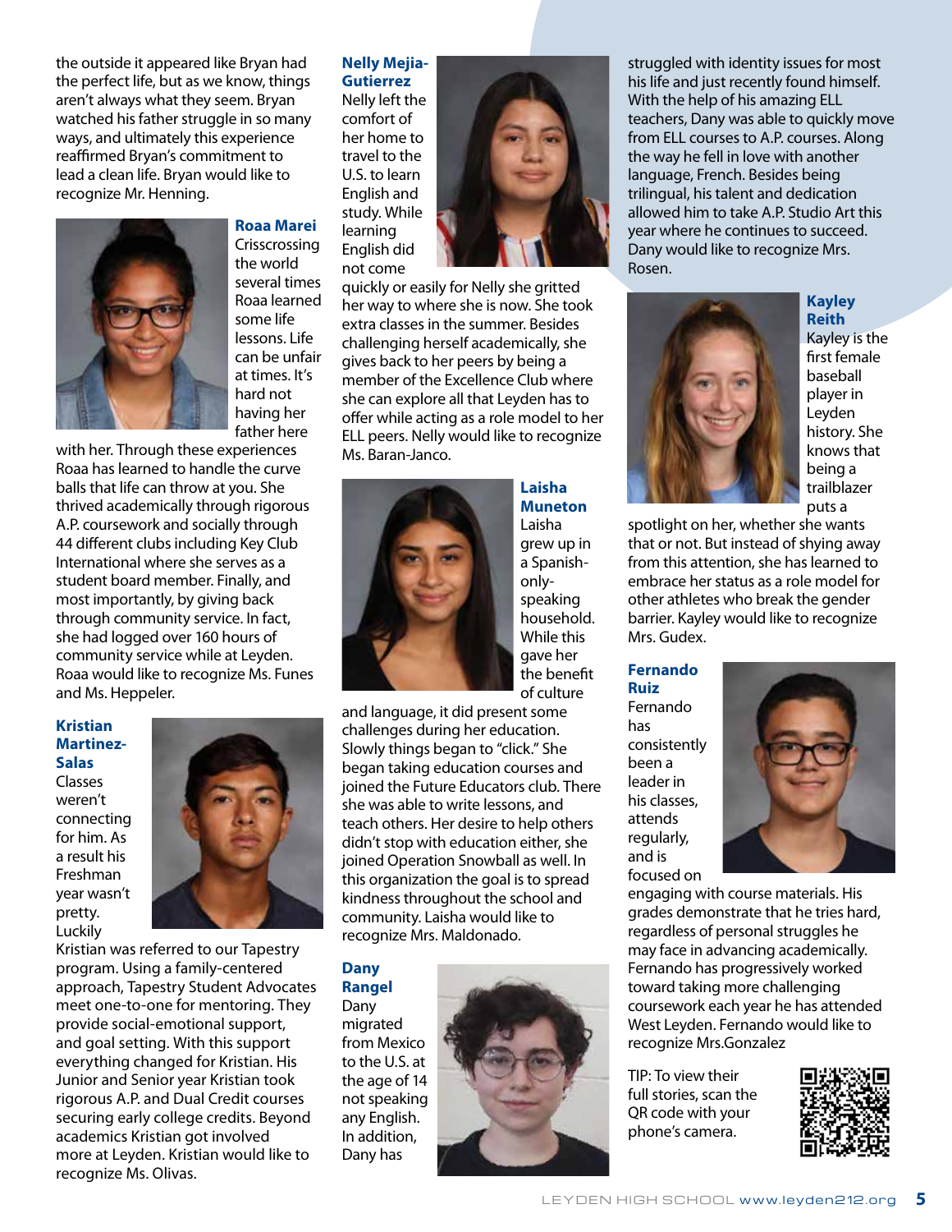the outside it appeared like Bryan had the perfect life, but as we know, things aren't always what they seem. Bryan watched his father struggle in so many ways, and ultimately this experience reaffirmed Bryan's commitment to lead a clean life. Bryan would like to recognize Mr. Henning.

### Roaa Marei

Crisscrossing the world several times Roaa learned some life lessons. Life can be unfair at times. It's hard not having her father here with her. Through these experiences Roaa has learned to handle the curve balls that life can throw at you. She thrived academically through rigorous A.P. coursework and socially through 44 different clubs including Key Club International where she serves as a student board member. Finally, and most importantly, by giving back through community service. In fact, she had logged over 160 hours of community service while at Leyden. Roaa would like to recognize Ms. Funes and Ms. Heppeler.

### Kristian Martinez-Salas

Classes weren't connecting for him. As a result his Freshman year wasn't pretty. Luckily Kristian was referred to our Tapestry program. Using a family-centered approach, Tapestry Student Advocates meet one-to-one for mentoring. They provide social-emotional support, and goal setting. With this support everything changed for Kristian. His Junior and Senior year Kristian took rigorous A.P. and Dual Credit courses securing early college credits. Beyond academics Kristian got involved more at Leyden. Kristian would like to recognize Ms. Olivas.

### Nelly Mejia-Gutierrez

Nelly left the comfort of her home to travel to the U.S. to learn English and study. While learning English did not come quickly or easily for Nelly she gritted her way to where she is now. She took extra classes in the summer. Besides challenging herself academically, she gives back to her peers by being a member of the Excellence Club where she can explore all that Leyden has to offer while acting as a role model to her ELL peers. Nelly would like to recognize Ms. Baran-Janco.

### Laisha Muneton

Laisha grew up in a Spanish-only-speaking household. While this gave her the benefit of culture and language, it did present some challenges during her education. Slowly things began to "click." She began taking education courses and joined the Future Educators club. There she was able to write lessons, and teach others. Her desire to help others didn't stop with education either, she joined Operation Snowball as well. In this organization the goal is to spread kindness throughout the school and community. Laisha would like to recognize Mrs. Maldonado.

### Dany Rangel

Dany migrated from Mexico to the U.S. at the age of 14 not speaking any English. In addition, Dany has struggled with identity issues for most his life and just recently found himself. With the help of his amazing ELL teachers, Dany was able to quickly move from ELL courses to A.P. courses. Along the way he fell in love with another language, French. Besides being trilingual, his talent and dedication allowed him to take A.P. Studio Art this year where he continues to succeed. Dany would like to recognize Mrs. Rosen.

### Kayley Reith

Kayley is the first female baseball player in Leyden history. She knows that being a trailblazer puts a spotlight on her, whether she wants that or not. But instead of shying away from this attention, she has learned to embrace her status as a role model for other athletes who break the gender barrier. Kayley would like to recognize Mrs. Gudex.

### Fernando Ruiz

Fernando has consistently been a leader in his classes, attends regularly, and is focused on engaging with course materials. His grades demonstrate that he tries hard, regardless of personal struggles he may face in advancing academically. Fernando has progressively worked toward taking more challenging coursework each year he has attended West Leyden. Fernando would like to recognize Mrs.Gonzalez

TIP: To view their full stories, scan the QR code with your phone's camera.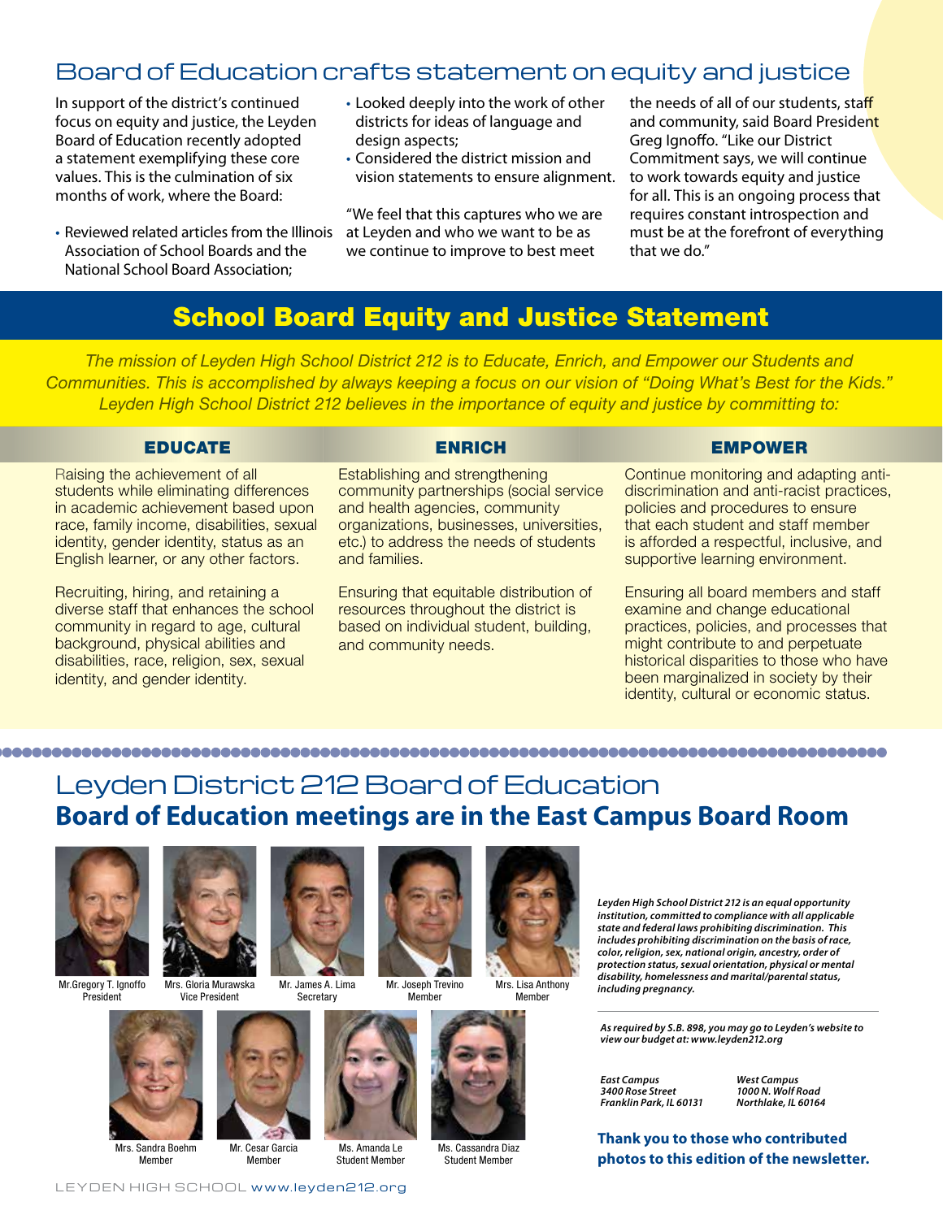## Board of Education crafts statement on equity and justice

In support of the district's continued focus on equity and justice, the Leyden Board of Education recently adopted a statement exemplifying these core values. This is the culmination of six months of work, where the Board:

- Reviewed related articles from the Illinois Association of School Boards and the National School Board Association;
- Looked deeply into the work of other districts for ideas of language and design aspects;
- Considered the district mission and vision statements to ensure alignment.

"We feel that this captures who we are at Leyden and who we want to be as we continue to improve to best meet the needs of all of our students, staff and community, said Board President Greg Ignoffo. "Like our District Commitment says, we will continue to work towards equity and justice for all. This is an ongoing process that requires constant introspection and must be at the forefront of everything that we do."

## School Board Equity and Justice Statement

*The mission of Leyden High School District 212 is to Educate, Enrich, and Empower our Students and Communities. This is accomplished by always keeping a focus on our vision of "Doing What's Best for the Kids." Leyden High School District 212 believes in the importance of equity and justice by committing to:*

### EDUCATE

Raising the achievement of all students while eliminating differences in academic achievement based upon race, family income, disabilities, sexual identity, gender identity, status as an English learner, or any other factors.

Recruiting, hiring, and retaining a diverse staff that enhances the school community in regard to age, cultural background, physical abilities and disabilities, race, religion, sex, sexual identity, and gender identity.

### ENRICH

Establishing and strengthening community partnerships (social service and health agencies, community organizations, businesses, universities, etc.) to address the needs of students and families.

Ensuring that equitable distribution of resources throughout the district is based on individual student, building, and community needs.

### EMPOWER

Continue monitoring and adapting anti-discrimination and anti-racist practices, policies and procedures to ensure that each student and staff member is afforded a respectful, inclusive, and supportive learning environment.

Ensuring all board members and staff examine and change educational practices, policies, and processes that might contribute to and perpetuate historical disparities to those who have been marginalized in society by their identity, cultural or economic status.

## Leyden District 212 Board of Education

**Board of Education meetings are in the East Campus Board Room**

Mr.Gregory T. Ignoffo, President
Mrs. Gloria Murawska, Vice President
Mr. James A. Lima, Secretary
Mr. Joseph Trevino, Member
Mrs. Lisa Anthony, Member
Mrs. Sandra Boehm, Member
Mr. Cesar Garcia, Member
Ms. Amanda Le, Student Member
Ms. Cassandra Diaz, Student Member

*Leyden High School District 212 is an equal opportunity institution, committed to compliance with all applicable state and federal laws prohibiting discrimination. This includes prohibiting discrimination on the basis of race, color, religion, sex, national origin, ancestry, order of protection status, sexual orientation, physical or mental disability, homelessness and marital/parental status, including pregnancy.*

*As required by S.B. 898, you may go to Leyden's website to view our budget at: www.leyden212.org*

*East Campus*
*3400 Rose Street*
*Franklin Park, IL 60131*

*West Campus*
*1000 N. Wolf Road*
*Northlake, IL 60164*

**Thank you to those who contributed photos to this edition of the newsletter.**